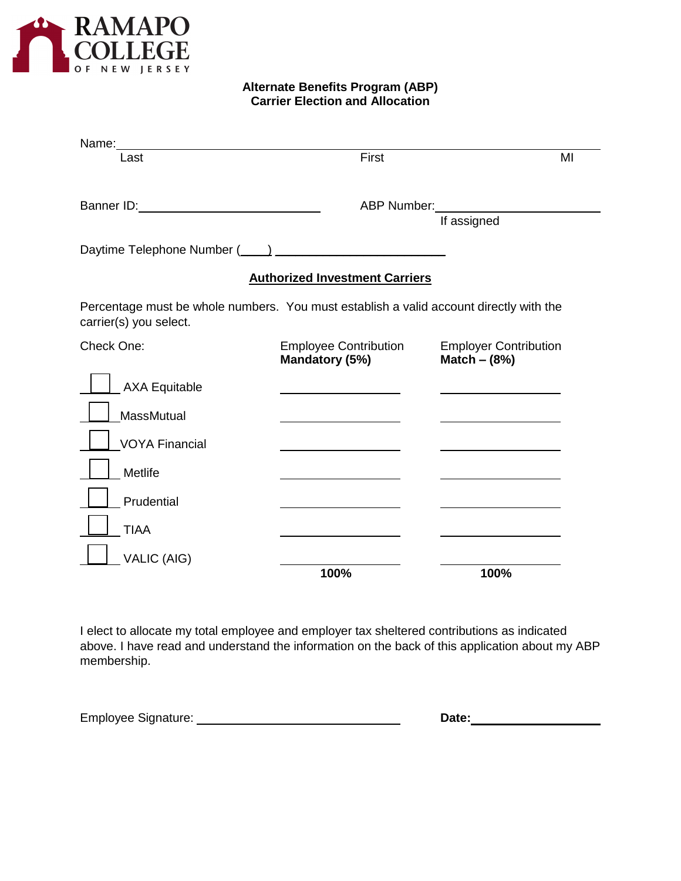**RAMAPO COLLEGE**
OF NEW JERSEY

## Alternate Benefits Program (ABP)
## Carrier Election and Allocation

Name: ______________________________________________
Last First MI

Banner ID: ____________________ ABP Number: ____________________
If assigned

Daytime Telephone Number (____) ____________________

**Authorized Investment Carriers**

Percentage must be whole numbers. You must establish a valid account directly with the carrier(s) you select.

| Check One: | Employee Contribution **Mandatory (5%)** | Employer Contribution **Match – (8%)** |
|---|---|---|
| ☐ AXA Equitable | ______ | ______ |
| ☐ MassMutual | ______ | ______ |
| ☐ VOYA Financial | ______ | ______ |
| ☐ Metlife | ______ | ______ |
| ☐ Prudential | ______ | ______ |
| ☐ TIAA | ______ | ______ |
| ☐ VALIC (AIG) | ______ | ______ |
| | **100%** | **100%** |

I elect to allocate my total employee and employer tax sheltered contributions as indicated above. I have read and understand the information on the back of this application about my ABP membership.

Employee Signature: ____________________ **Date:** ____________________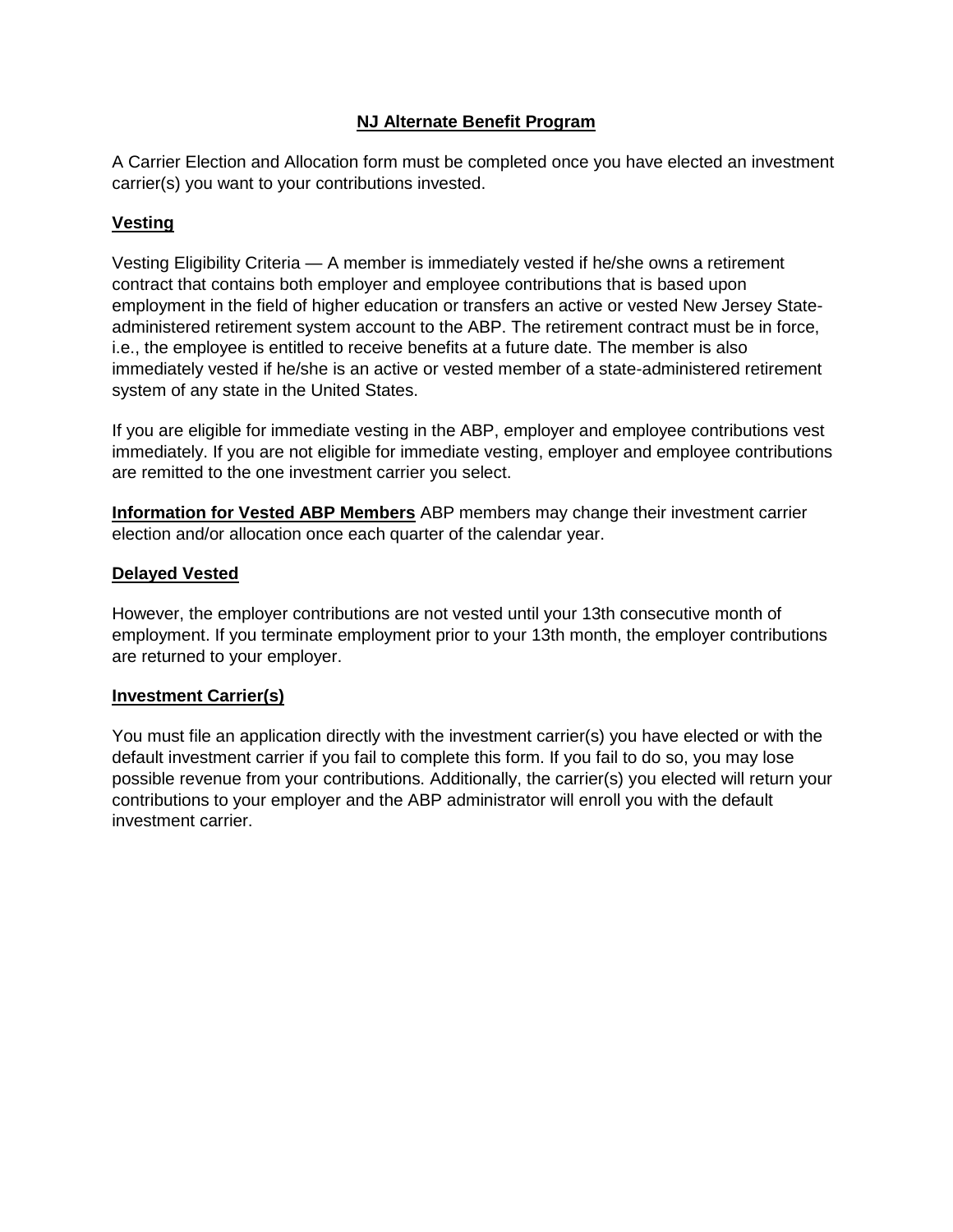## NJ Alternate Benefit Program

A Carrier Election and Allocation form must be completed once you have elected an investment carrier(s) you want to your contributions invested.

### Vesting

Vesting Eligibility Criteria — A member is immediately vested if he/she owns a retirement contract that contains both employer and employee contributions that is based upon employment in the field of higher education or transfers an active or vested New Jersey State-administered retirement system account to the ABP. The retirement contract must be in force, i.e., the employee is entitled to receive benefits at a future date. The member is also immediately vested if he/she is an active or vested member of a state-administered retirement system of any state in the United States.

If you are eligible for immediate vesting in the ABP, employer and employee contributions vest immediately. If you are not eligible for immediate vesting, employer and employee contributions are remitted to the one investment carrier you select.

**Information for Vested ABP Members** ABP members may change their investment carrier election and/or allocation once each quarter of the calendar year.

### Delayed Vested

However, the employer contributions are not vested until your 13th consecutive month of employment. If you terminate employment prior to your 13th month, the employer contributions are returned to your employer.

### Investment Carrier(s)

You must file an application directly with the investment carrier(s) you have elected or with the default investment carrier if you fail to complete this form. If you fail to do so, you may lose possible revenue from your contributions. Additionally, the carrier(s) you elected will return your contributions to your employer and the ABP administrator will enroll you with the default investment carrier.